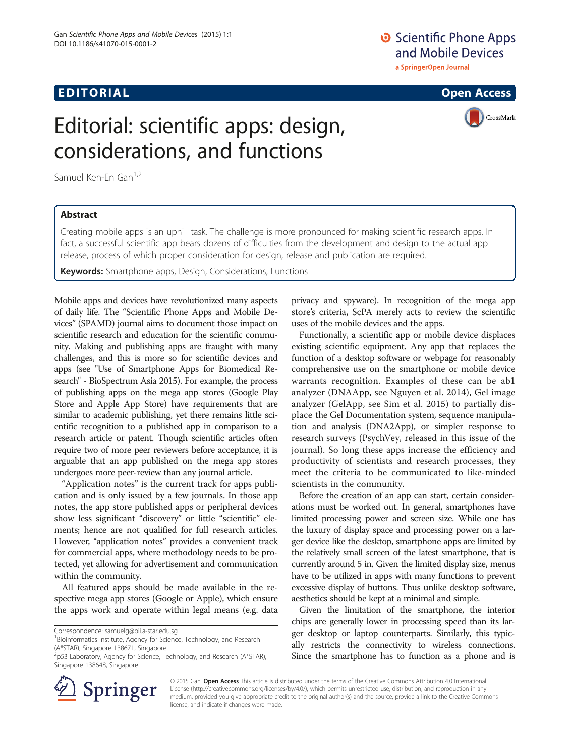EDITORIAL Open Access

# Editorial: scientific apps: design, considerations, and functions

Samuel Ken-En Gan[1,2]

## Abstract

Creating mobile apps is an uphill task. The challenge is more pronounced for making scientific research apps. In fact, a successful scientific app bears dozens of difficulties from the development and design to the actual app release, process of which proper consideration for design, release and publication are required.

**Keywords:** Smartphone apps, Design, Considerations, Functions

Mobile apps and devices have revolutionized many aspects of daily life. The "Scientific Phone Apps and Mobile Devices" (SPAMD) journal aims to document those impact on scientific research and education for the scientific community. Making and publishing apps are fraught with many challenges, and this is more so for scientific devices and apps (see "Use of Smartphone Apps for Biomedical Research" - BioSpectrum Asia 2015). For example, the process of publishing apps on the mega app stores (Google Play Store and Apple App Store) have requirements that are similar to academic publishing, yet there remains little scientific recognition to a published app in comparison to a research article or patent. Though scientific articles often require two of more peer reviewers before acceptance, it is arguable that an app published on the mega app stores undergoes more peer-review than any journal article.

"Application notes" is the current track for apps publication and is only issued by a few journals. In those app notes, the app store published apps or peripheral devices show less significant "discovery" or little "scientific" elements; hence are not qualified for full research articles. However, "application notes" provides a convenient track for commercial apps, where methodology needs to be protected, yet allowing for advertisement and communication within the community.

All featured apps should be made available in the respective mega app stores (Google or Apple), which ensure the apps work and operate within legal means (e.g. data privacy and spyware). In recognition of the mega app store's criteria, ScPA merely acts to review the scientific uses of the mobile devices and the apps.

Functionally, a scientific app or mobile device displaces existing scientific equipment. Any app that replaces the function of a desktop software or webpage for reasonably comprehensive use on the smartphone or mobile device warrants recognition. Examples of these can be ab1 analyzer (DNAApp, see Nguyen et al. 2014), Gel image analyzer (GelApp, see Sim et al. 2015) to partially displace the Gel Documentation system, sequence manipulation and analysis (DNA2App), or simpler response to research surveys (PsychVey, released in this issue of the journal). So long these apps increase the efficiency and productivity of scientists and research processes, they meet the criteria to be communicated to like-minded scientists in the community.

Before the creation of an app can start, certain considerations must be worked out. In general, smartphones have limited processing power and screen size. While one has the luxury of display space and processing power on a larger device like the desktop, smartphone apps are limited by the relatively small screen of the latest smartphone, that is currently around 5 in. Given the limited display size, menus have to be utilized in apps with many functions to prevent excessive display of buttons. Thus unlike desktop software, aesthetics should be kept at a minimal and simple.

Given the limitation of the smartphone, the interior chips are generally lower in processing speed than its larger desktop or laptop counterparts. Similarly, this typically restricts the connectivity to wireless connections. Since the smartphone has to function as a phone and is

Correspondence: samuelg@bii.a-star.edu.sg
[1]Bioinformatics Institute, Agency for Science, Technology, and Research (A*STAR), Singapore 138671, Singapore
[2]p53 Laboratory, Agency for Science, Technology, and Research (A*STAR), Singapore 138648, Singapore

© 2015 Gan. **Open Access** This article is distributed under the terms of the Creative Commons Attribution 4.0 International License (http://creativecommons.org/licenses/by/4.0/), which permits unrestricted use, distribution, and reproduction in any medium, provided you give appropriate credit to the original author(s) and the source, provide a link to the Creative Commons license, and indicate if changes were made.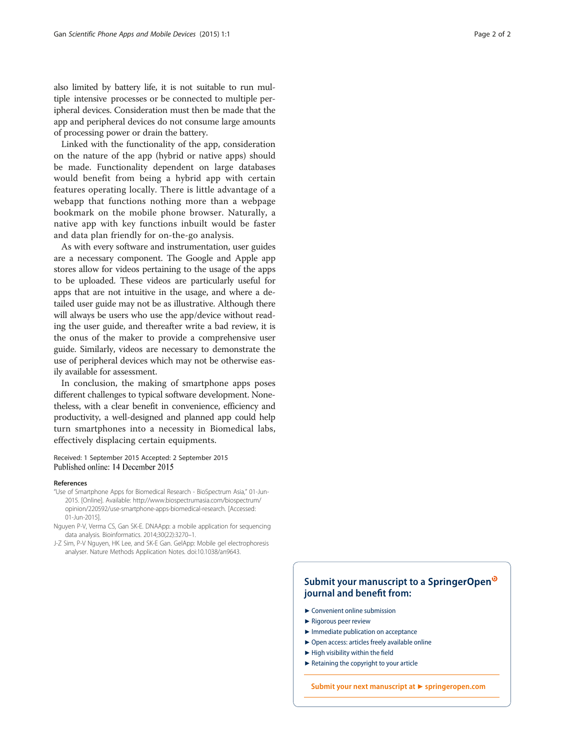also limited by battery life, it is not suitable to run multiple intensive processes or be connected to multiple peripheral devices. Consideration must then be made that the app and peripheral devices do not consume large amounts of processing power or drain the battery.

Linked with the functionality of the app, consideration on the nature of the app (hybrid or native apps) should be made. Functionality dependent on large databases would benefit from being a hybrid app with certain features operating locally. There is little advantage of a webapp that functions nothing more than a webpage bookmark on the mobile phone browser. Naturally, a native app with key functions inbuilt would be faster and data plan friendly for on-the-go analysis.

As with every software and instrumentation, user guides are a necessary component. The Google and Apple app stores allow for videos pertaining to the usage of the apps to be uploaded. These videos are particularly useful for apps that are not intuitive in the usage, and where a detailed user guide may not be as illustrative. Although there will always be users who use the app/device without reading the user guide, and thereafter write a bad review, it is the onus of the maker to provide a comprehensive user guide. Similarly, videos are necessary to demonstrate the use of peripheral devices which may not be otherwise easily available for assessment.

In conclusion, the making of smartphone apps poses different challenges to typical software development. Nonetheless, with a clear benefit in convenience, efficiency and productivity, a well-designed and planned app could help turn smartphones into a necessity in Biomedical labs, effectively displacing certain equipments.

Received: 1 September 2015 Accepted: 2 September 2015
Published online: 14 December 2015

#### References

"Use of Smartphone Apps for Biomedical Research - BioSpectrum Asia," 01-Jun-2015. [Online]. Available: http://www.biospectrumasia.com/biospectrum/opinion/220592/use-smartphone-apps-biomedical-research. [Accessed: 01-Jun-2015].

Nguyen P-V, Verma CS, Gan SK-E. DNAApp: a mobile application for sequencing data analysis. Bioinformatics. 2014;30(22):3270–1.

J-Z Sim, P-V Nguyen, HK Lee, and SK-E Gan. GelApp: Mobile gel electrophoresis analyser. Nature Methods Application Notes. doi:10.1038/an9643.

**Submit your manuscript to a SpringerOpen journal and benefit from:**

- ► Convenient online submission
- ► Rigorous peer review
- ► Immediate publication on acceptance
- ► Open access: articles freely available online
- ► High visibility within the field
- ► Retaining the copyright to your article

**Submit your next manuscript at ► springeropen.com**